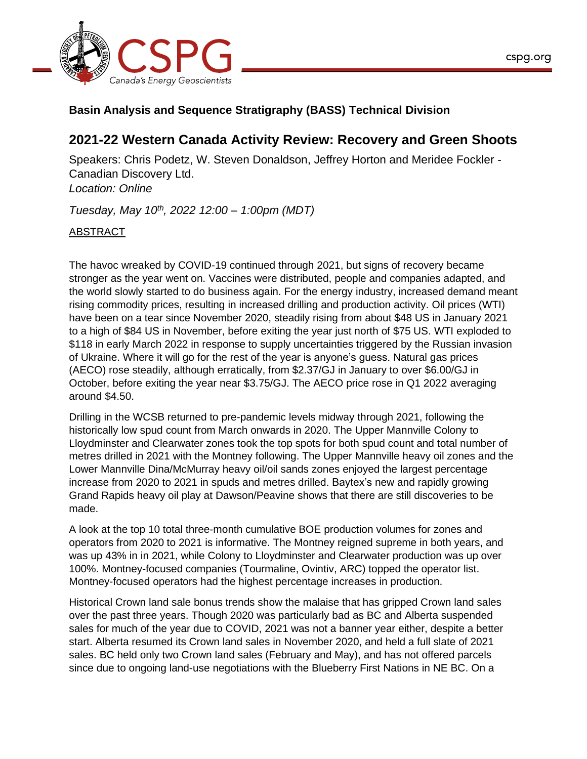**Basin Analysis and Sequence Stratigraphy (BASS) Technical Division**

## 2021-22 Western Canada Activity Review: Recovery and Green Shoots

Speakers: Chris Podetz, W. Steven Donaldson, Jeffrey Horton and Meridee Fockler - Canadian Discovery Ltd.
*Location: Online*

*Tuesday, May 10th, 2022 12:00 – 1:00pm (MDT)*

ABSTRACT

The havoc wreaked by COVID-19 continued through 2021, but signs of recovery became stronger as the year went on. Vaccines were distributed, people and companies adapted, and the world slowly started to do business again. For the energy industry, increased demand meant rising commodity prices, resulting in increased drilling and production activity. Oil prices (WTI) have been on a tear since November 2020, steadily rising from about $48 US in January 2021 to a high of $84 US in November, before exiting the year just north of $75 US. WTI exploded to $118 in early March 2022 in response to supply uncertainties triggered by the Russian invasion of Ukraine. Where it will go for the rest of the year is anyone's guess. Natural gas prices (AECO) rose steadily, although erratically, from $2.37/GJ in January to over $6.00/GJ in October, before exiting the year near $3.75/GJ. The AECO price rose in Q1 2022 averaging around $4.50.

Drilling in the WCSB returned to pre-pandemic levels midway through 2021, following the historically low spud count from March onwards in 2020. The Upper Mannville Colony to Lloydminster and Clearwater zones took the top spots for both spud count and total number of metres drilled in 2021 with the Montney following. The Upper Mannville heavy oil zones and the Lower Mannville Dina/McMurray heavy oil/oil sands zones enjoyed the largest percentage increase from 2020 to 2021 in spuds and metres drilled. Baytex's new and rapidly growing Grand Rapids heavy oil play at Dawson/Peavine shows that there are still discoveries to be made.

A look at the top 10 total three-month cumulative BOE production volumes for zones and operators from 2020 to 2021 is informative. The Montney reigned supreme in both years, and was up 43% in in 2021, while Colony to Lloydminster and Clearwater production was up over 100%. Montney-focused companies (Tourmaline, Ovintiv, ARC) topped the operator list. Montney-focused operators had the highest percentage increases in production.

Historical Crown land sale bonus trends show the malaise that has gripped Crown land sales over the past three years. Though 2020 was particularly bad as BC and Alberta suspended sales for much of the year due to COVID, 2021 was not a banner year either, despite a better start. Alberta resumed its Crown land sales in November 2020, and held a full slate of 2021 sales. BC held only two Crown land sales (February and May), and has not offered parcels since due to ongoing land-use negotiations with the Blueberry First Nations in NE BC. On a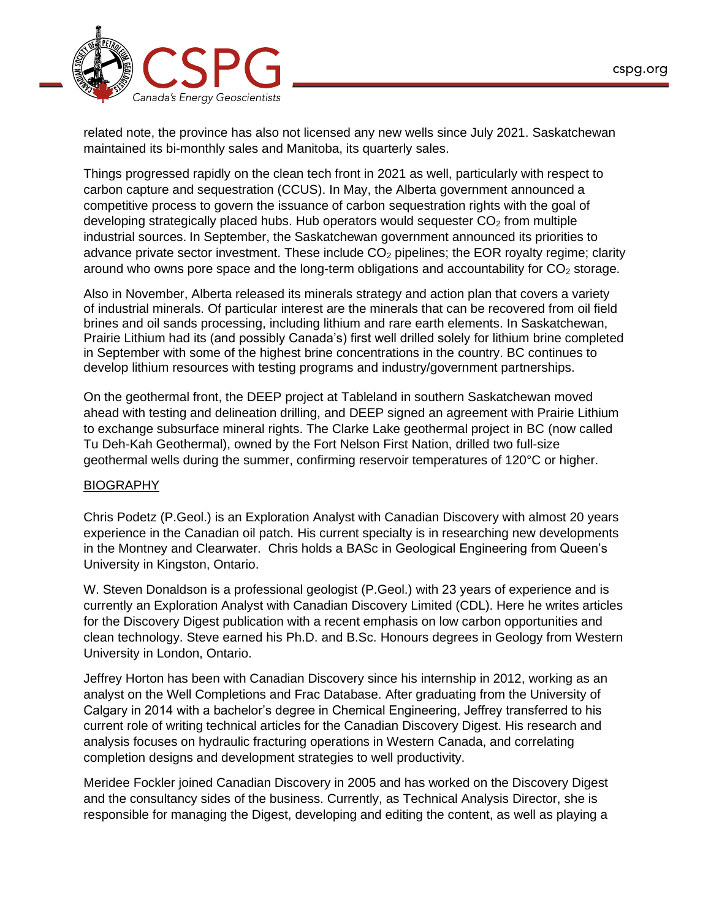related note, the province has also not licensed any new wells since July 2021. Saskatchewan maintained its bi-monthly sales and Manitoba, its quarterly sales.

Things progressed rapidly on the clean tech front in 2021 as well, particularly with respect to carbon capture and sequestration (CCUS). In May, the Alberta government announced a competitive process to govern the issuance of carbon sequestration rights with the goal of developing strategically placed hubs. Hub operators would sequester $CO_2$ from multiple industrial sources. In September, the Saskatchewan government announced its priorities to advance private sector investment. These include $CO_2$ pipelines; the EOR royalty regime; clarity around who owns pore space and the long-term obligations and accountability for $CO_2$ storage.

Also in November, Alberta released its minerals strategy and action plan that covers a variety of industrial minerals. Of particular interest are the minerals that can be recovered from oil field brines and oil sands processing, including lithium and rare earth elements. In Saskatchewan, Prairie Lithium had its (and possibly Canada's) first well drilled solely for lithium brine completed in September with some of the highest brine concentrations in the country. BC continues to develop lithium resources with testing programs and industry/government partnerships.

On the geothermal front, the DEEP project at Tableland in southern Saskatchewan moved ahead with testing and delineation drilling, and DEEP signed an agreement with Prairie Lithium to exchange subsurface mineral rights. The Clarke Lake geothermal project in BC (now called Tu Deh-Kah Geothermal), owned by the Fort Nelson First Nation, drilled two full-size geothermal wells during the summer, confirming reservoir temperatures of 120°C or higher.

## BIOGRAPHY

Chris Podetz (P.Geol.) is an Exploration Analyst with Canadian Discovery with almost 20 years experience in the Canadian oil patch. His current specialty is in researching new developments in the Montney and Clearwater. Chris holds a BASc in Geological Engineering from Queen's University in Kingston, Ontario.

W. Steven Donaldson is a professional geologist (P.Geol.) with 23 years of experience and is currently an Exploration Analyst with Canadian Discovery Limited (CDL). Here he writes articles for the Discovery Digest publication with a recent emphasis on low carbon opportunities and clean technology. Steve earned his Ph.D. and B.Sc. Honours degrees in Geology from Western University in London, Ontario.

Jeffrey Horton has been with Canadian Discovery since his internship in 2012, working as an analyst on the Well Completions and Frac Database. After graduating from the University of Calgary in 2014 with a bachelor's degree in Chemical Engineering, Jeffrey transferred to his current role of writing technical articles for the Canadian Discovery Digest. His research and analysis focuses on hydraulic fracturing operations in Western Canada, and correlating completion designs and development strategies to well productivity.

Meridee Fockler joined Canadian Discovery in 2005 and has worked on the Discovery Digest and the consultancy sides of the business. Currently, as Technical Analysis Director, she is responsible for managing the Digest, developing and editing the content, as well as playing a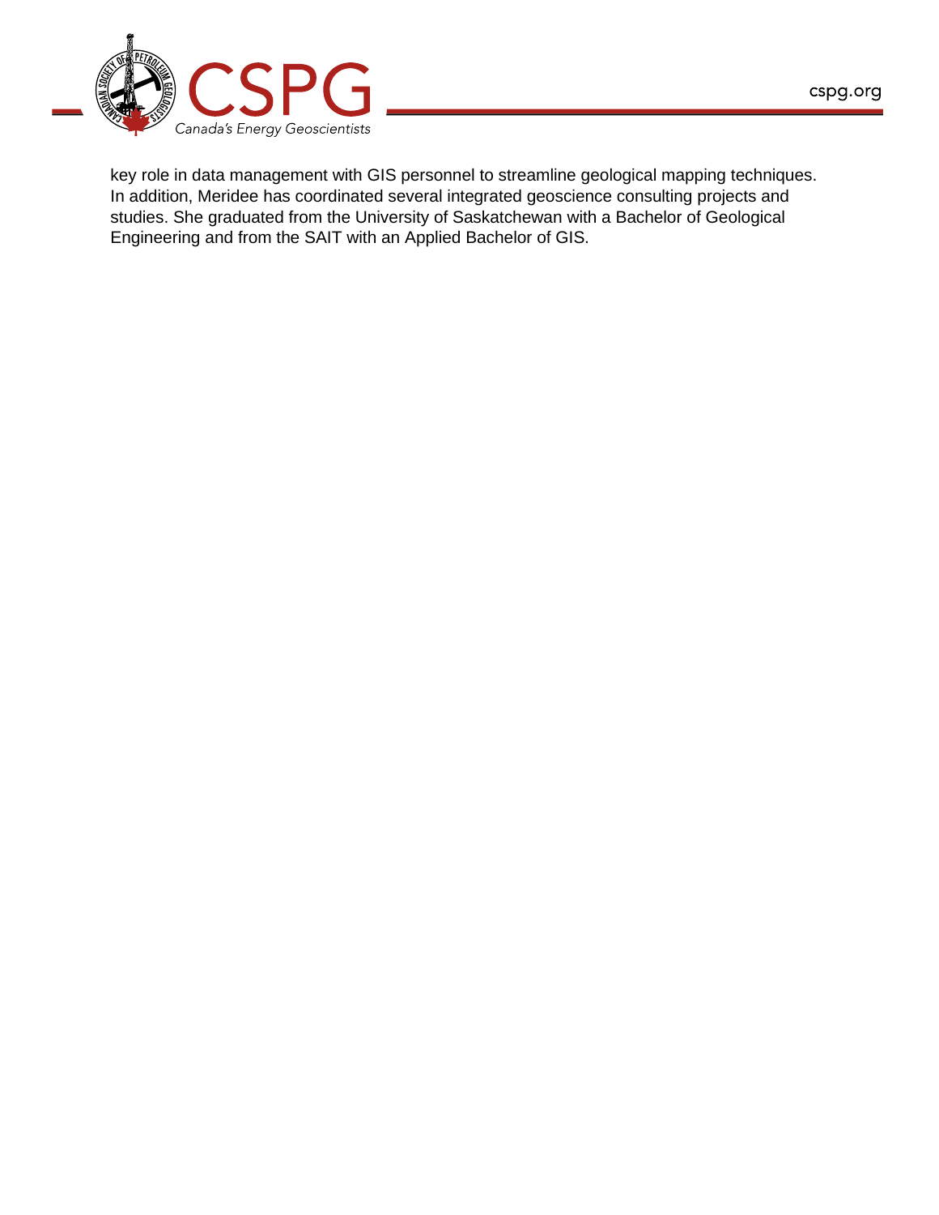key role in data management with GIS personnel to streamline geological mapping techniques. In addition, Meridee has coordinated several integrated geoscience consulting projects and studies. She graduated from the University of Saskatchewan with a Bachelor of Geological Engineering and from the SAIT with an Applied Bachelor of GIS.